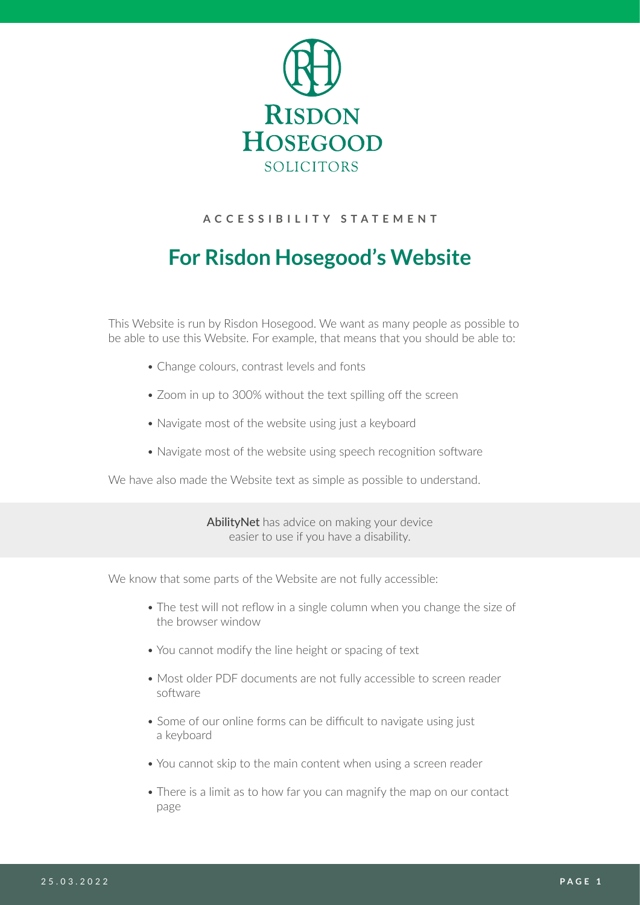RISDON HOSEGOOD SOLICITORS

**ACCESSIBILITY STATEMENT**

# For Risdon Hosegood's Website

This Website is run by Risdon Hosegood. We want as many people as possible to be able to use this Website. For example, that means that you should be able to:

- Change colours, contrast levels and fonts
- Zoom in up to 300% without the text spilling off the screen
- Navigate most of the website using just a keyboard
- Navigate most of the website using speech recognition software

We have also made the Website text as simple as possible to understand.

**AbilityNet** has advice on making your device easier to use if you have a disability.

We know that some parts of the Website are not fully accessible:

- The test will not reflow in a single column when you change the size of the browser window
- You cannot modify the line height or spacing of text
- Most older PDF documents are not fully accessible to screen reader software
- Some of our online forms can be difficult to navigate using just a keyboard
- You cannot skip to the main content when using a screen reader
- There is a limit as to how far you can magnify the map on our contact page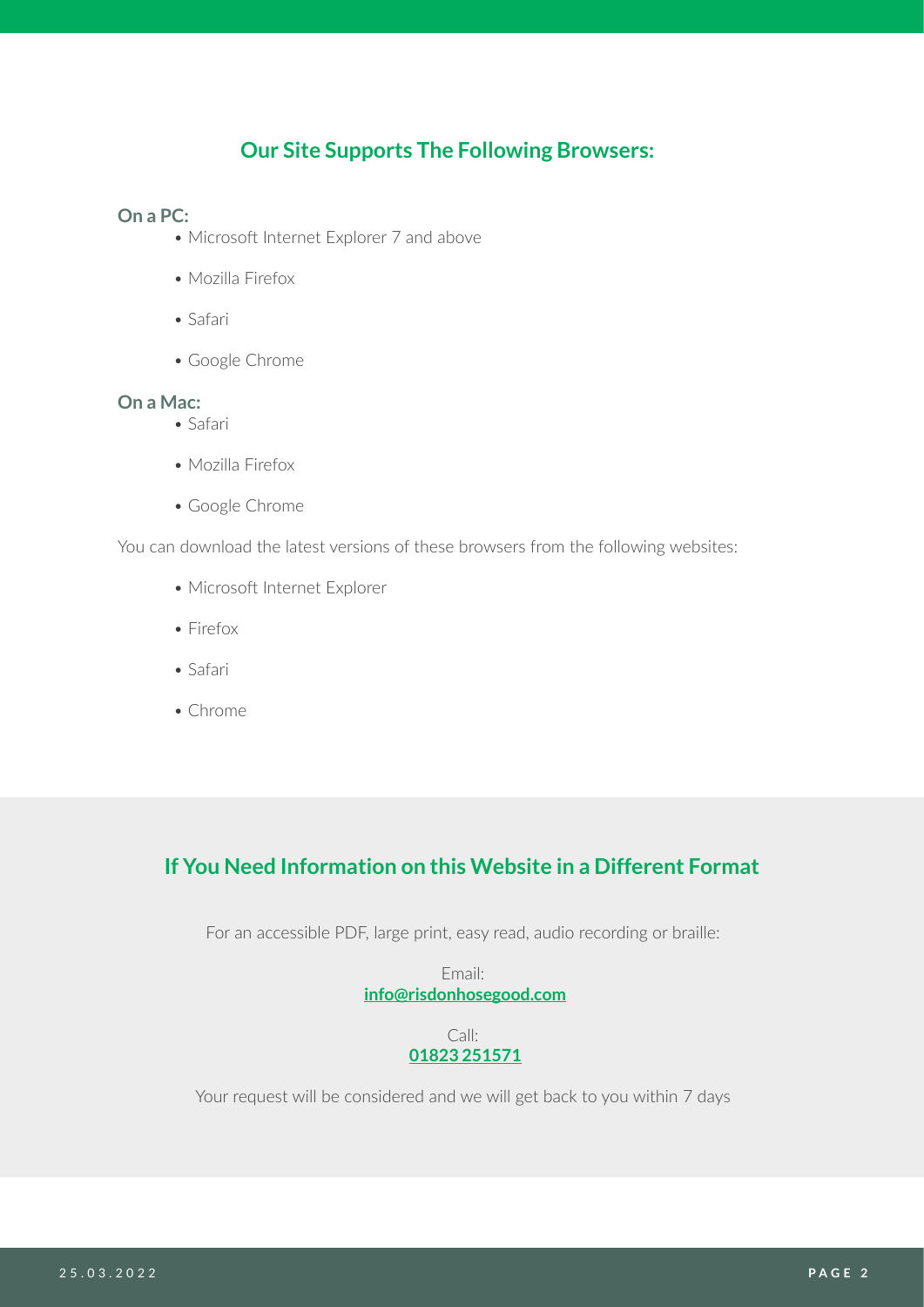## Our Site Supports The Following Browsers:

**On a PC:**

- Microsoft Internet Explorer 7 and above
- Mozilla Firefox
- Safari
- Google Chrome

**On a Mac:**

- Safari
- Mozilla Firefox
- Google Chrome

You can download the latest versions of these browsers from the following websites:

- Microsoft Internet Explorer
- Firefox
- Safari
- Chrome

## If You Need Information on this Website in a Different Format

For an accessible PDF, large print, easy read, audio recording or braille:

Email:
**info@risdonhosegood.com**

Call:
**01823 251571**

Your request will be considered and we will get back to you within 7 days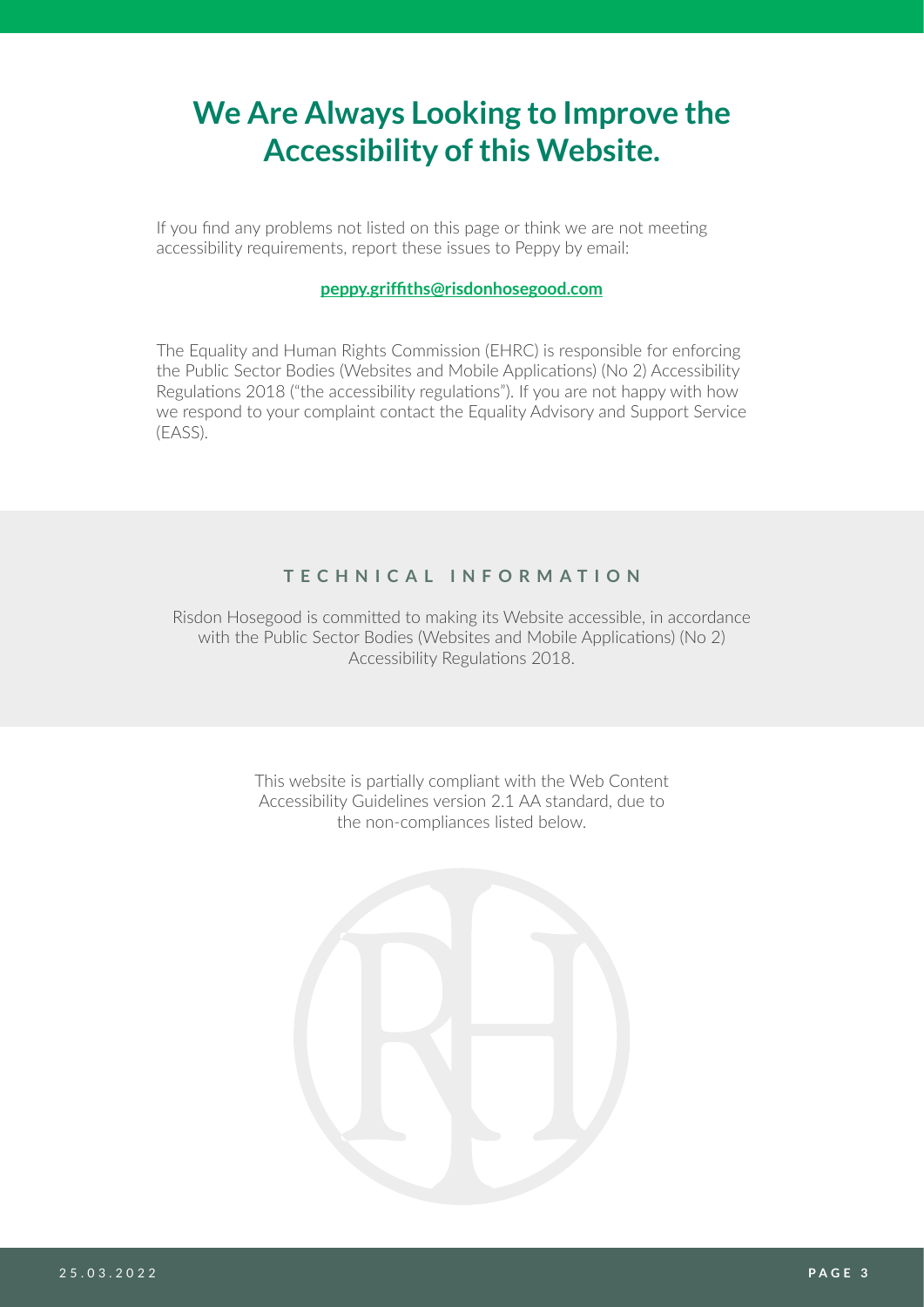# We Are Always Looking to Improve the Accessibility of this Website.

If you find any problems not listed on this page or think we are not meeting accessibility requirements, report these issues to Peppy by email:

**peppy.griffiths@risdonhosegood.com**

The Equality and Human Rights Commission (EHRC) is responsible for enforcing the Public Sector Bodies (Websites and Mobile Applications) (No 2) Accessibility Regulations 2018 ("the accessibility regulations"). If you are not happy with how we respond to your complaint contact the Equality Advisory and Support Service (EASS).

## TECHNICAL INFORMATION

Risdon Hosegood is committed to making its Website accessible, in accordance with the Public Sector Bodies (Websites and Mobile Applications) (No 2) Accessibility Regulations 2018.

This website is partially compliant with the Web Content Accessibility Guidelines version 2.1 AA standard, due to the non-compliances listed below.